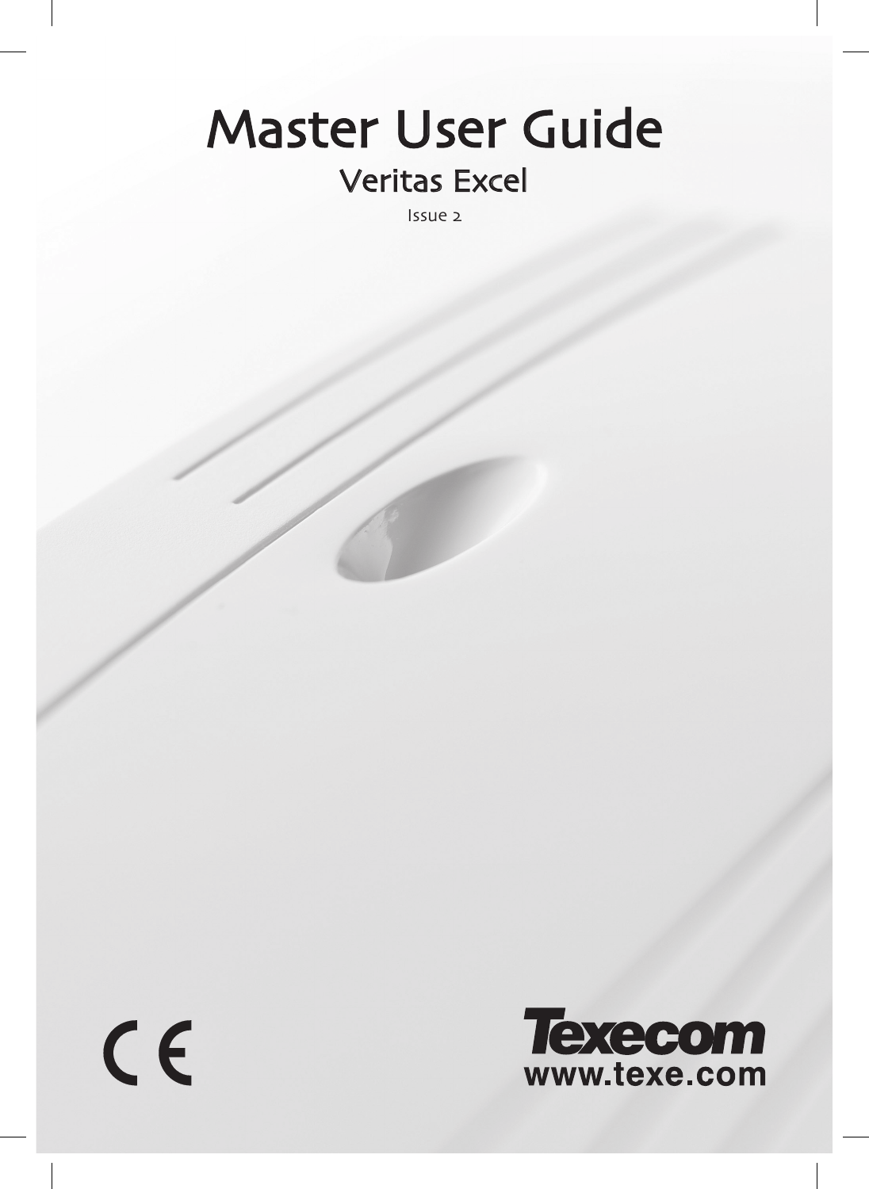# Master User Guide

## Veritas Excel

Issue 2

CE

Texecom
www.texe.com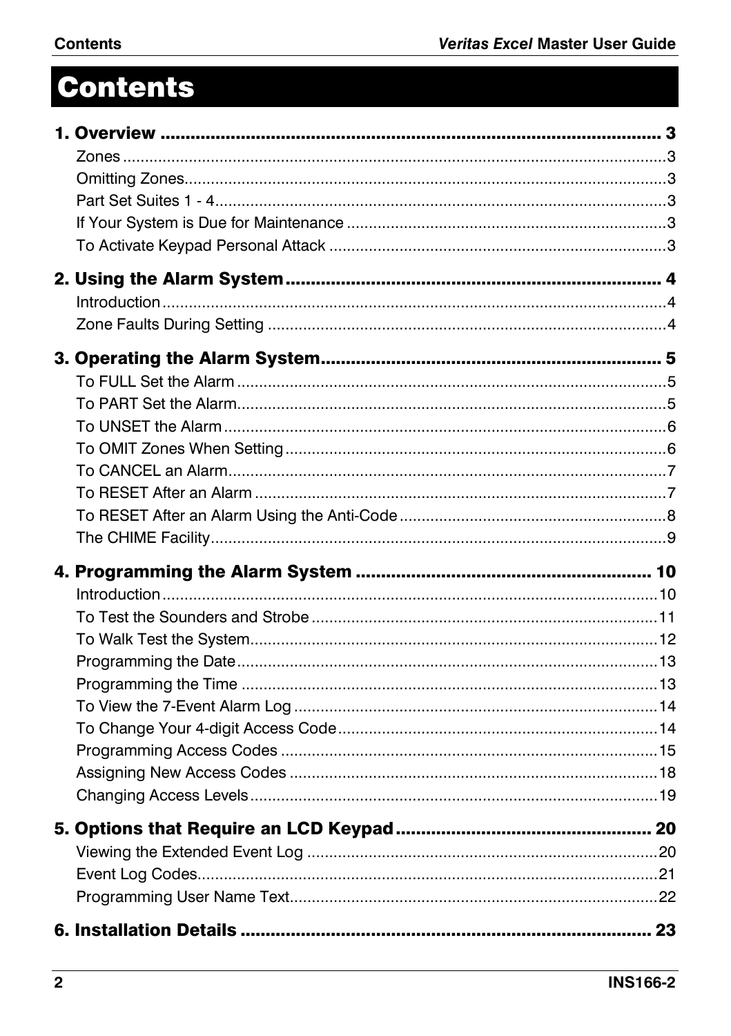# Contents

**1. Overview ........................................................................................... 3**

Zones ........................................................................................................3
Omitting Zones..........................................................................................3
Part Set Suites 1 - 4..................................................................................3
If Your System is Due for Maintenance .....................................................3
To Activate Keypad Personal Attack .........................................................3

**2. Using the Alarm System ............................................................................ 4**

Introduction ...............................................................................................4
Zone Faults During Setting .......................................................................4

**3. Operating the Alarm System ..................................................................... 5**

To FULL Set the Alarm ..............................................................................5
To PART Set the Alarm..............................................................................5
To UNSET the Alarm .................................................................................6
To OMIT Zones When Setting ...................................................................6
To CANCEL an Alarm................................................................................7
To RESET After an Alarm .........................................................................7
To RESET After an Alarm Using the Anti-Code .........................................8
The CHIME Facility....................................................................................9

**4. Programming the Alarm System ............................................................ 10**

Introduction .............................................................................................10
To Test the Sounders and Strobe ...........................................................11
To Walk Test the System.........................................................................12
Programming the Date.............................................................................13
Programming the Time ............................................................................13
To View the 7-Event Alarm Log ...............................................................14
To Change Your 4-digit Access Code......................................................14
Programming Access Codes ...................................................................15
Assigning New Access Codes .................................................................18
Changing Access Levels .........................................................................19

**5. Options that Require an LCD Keypad .................................................... 20**

Viewing the Extended Event Log .............................................................20
Event Log Codes......................................................................................21
Programming User Name Text.................................................................22

**6. Installation Details .................................................................................. 23**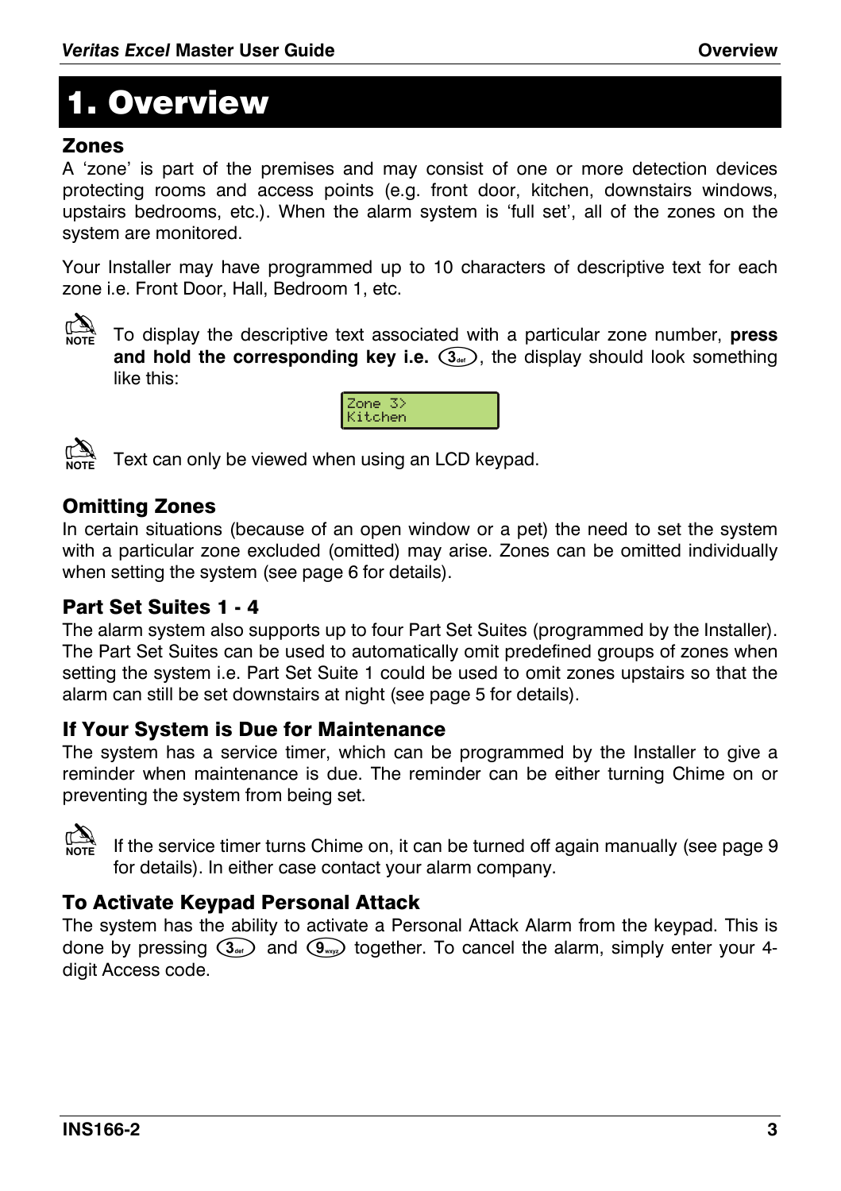# 1. Overview

## Zones

A 'zone' is part of the premises and may consist of one or more detection devices protecting rooms and access points (e.g. front door, kitchen, downstairs windows, upstairs bedrooms, etc.). When the alarm system is 'full set', all of the zones on the system are monitored.

Your Installer may have programmed up to 10 characters of descriptive text for each zone i.e. Front Door, Hall, Bedroom 1, etc.

NOTE: To display the descriptive text associated with a particular zone number, **press and hold the corresponding key i.e. 3**, the display should look something like this:

```
Zone 3>
Kitchen
```

NOTE: Text can only be viewed when using an LCD keypad.

## Omitting Zones

In certain situations (because of an open window or a pet) the need to set the system with a particular zone excluded (omitted) may arise. Zones can be omitted individually when setting the system (see page 6 for details).

## Part Set Suites 1 - 4

The alarm system also supports up to four Part Set Suites (programmed by the Installer). The Part Set Suites can be used to automatically omit predefined groups of zones when setting the system i.e. Part Set Suite 1 could be used to omit zones upstairs so that the alarm can still be set downstairs at night (see page 5 for details).

## If Your System is Due for Maintenance

The system has a service timer, which can be programmed by the Installer to give a reminder when maintenance is due. The reminder can be either turning Chime on or preventing the system from being set.

NOTE: If the service timer turns Chime on, it can be turned off again manually (see page 9 for details). In either case contact your alarm company.

## To Activate Keypad Personal Attack

The system has the ability to activate a Personal Attack Alarm from the keypad. This is done by pressing 3 and 9 together. To cancel the alarm, simply enter your 4-digit Access code.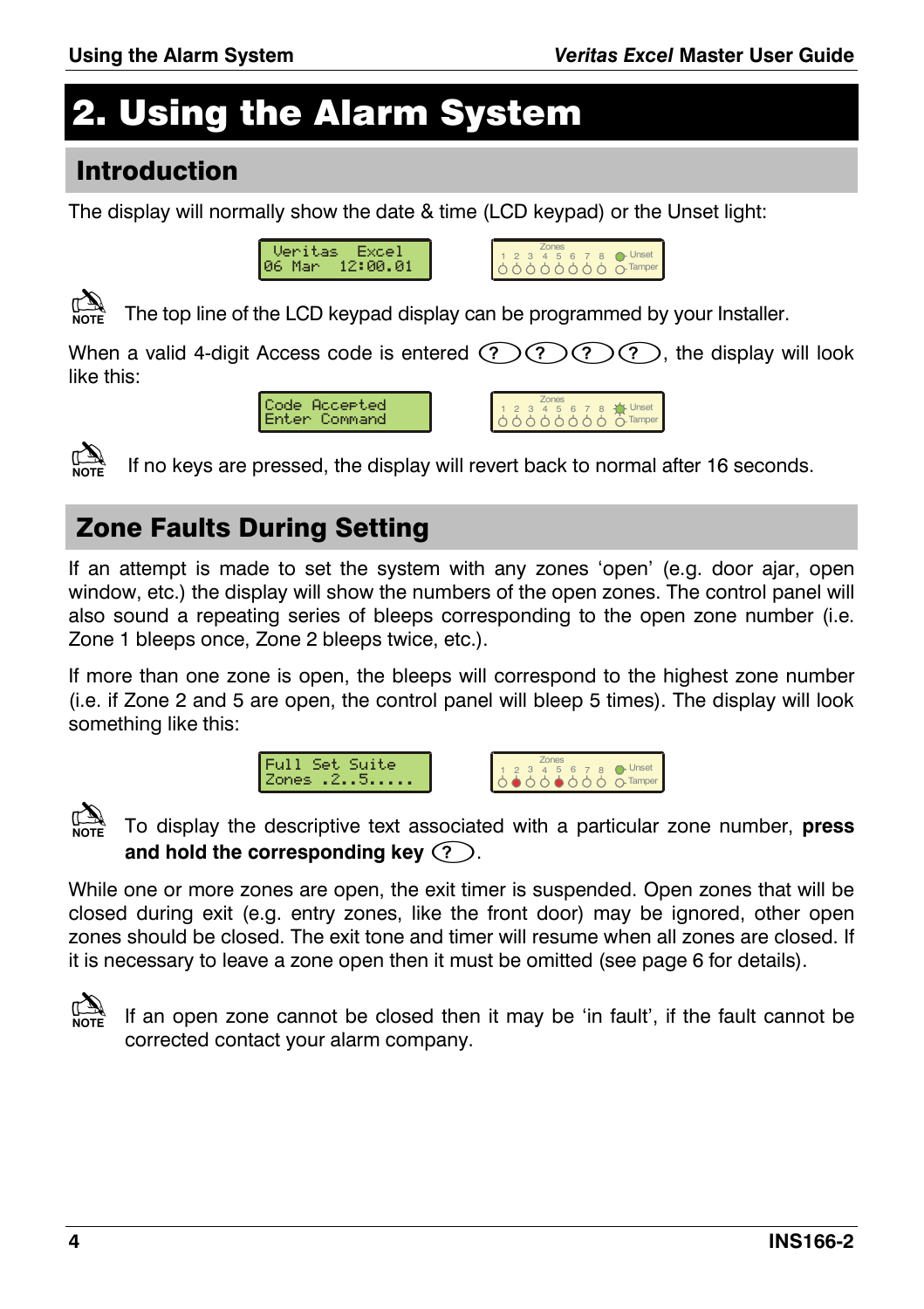# 2. Using the Alarm System

## Introduction

The display will normally show the date & time (LCD keypad) or the Unset light:

```
 Veritas  Excel
06 Mar   12:00.01
```

NOTE The top line of the LCD keypad display can be programmed by your Installer.

When a valid 4-digit Access code is entered ? ? ? ?, the display will look like this:

```
Code Accepted
Enter Command
```

NOTE If no keys are pressed, the display will revert back to normal after 16 seconds.

## Zone Faults During Setting

If an attempt is made to set the system with any zones 'open' (e.g. door ajar, open window, etc.) the display will show the numbers of the open zones. The control panel will also sound a repeating series of bleeps corresponding to the open zone number (i.e. Zone 1 bleeps once, Zone 2 bleeps twice, etc.).

If more than one zone is open, the bleeps will correspond to the highest zone number (i.e. if Zone 2 and 5 are open, the control panel will bleep 5 times). The display will look something like this:

```
Full Set Suite
Zones .2..5.....
```

NOTE To display the descriptive text associated with a particular zone number, **press and hold the corresponding key** ?.

While one or more zones are open, the exit timer is suspended. Open zones that will be closed during exit (e.g. entry zones, like the front door) may be ignored, other open zones should be closed. The exit tone and timer will resume when all zones are closed. If it is necessary to leave a zone open then it must be omitted (see page 6 for details).

NOTE If an open zone cannot be closed then it may be 'in fault', if the fault cannot be corrected contact your alarm company.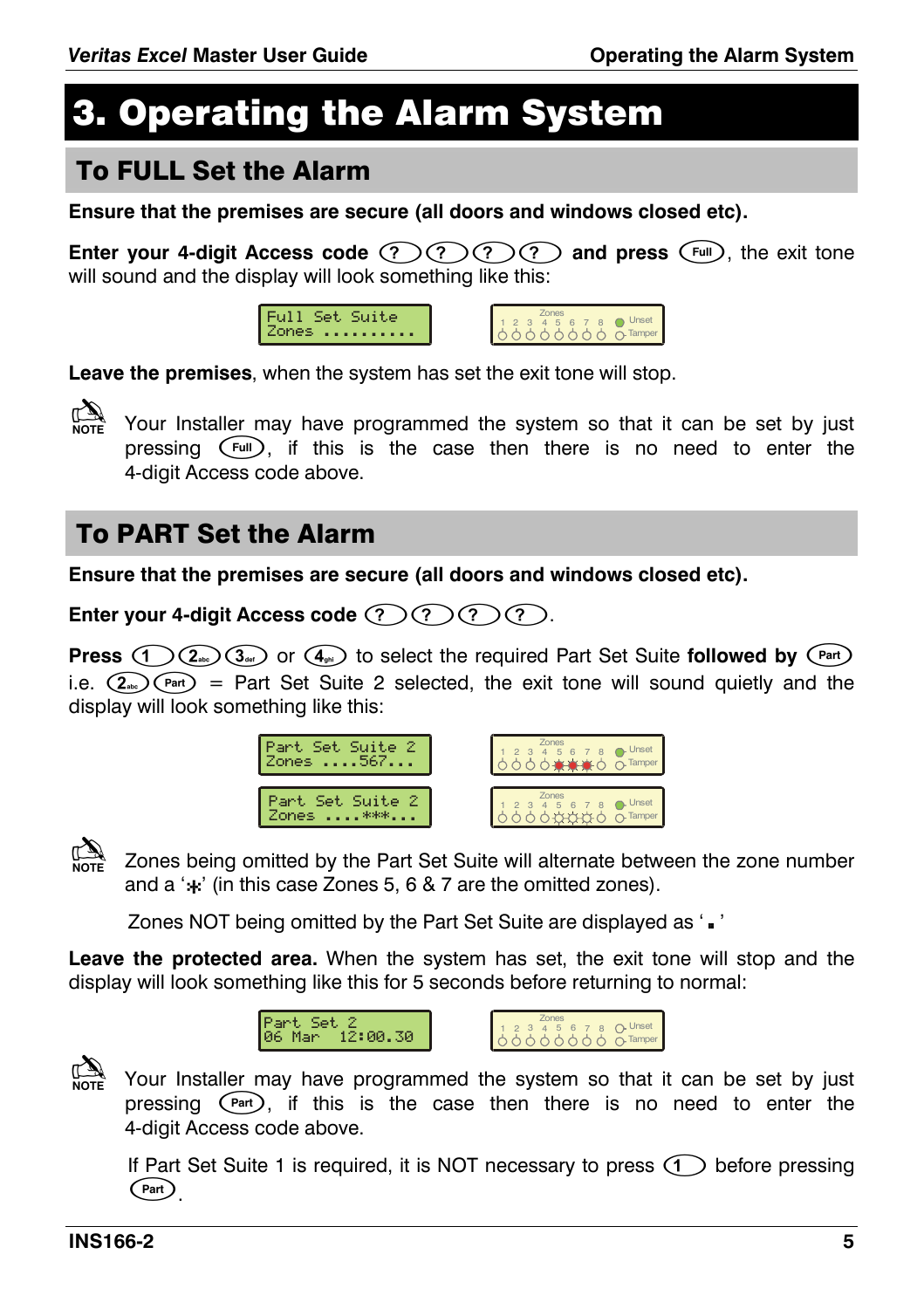# 3. Operating the Alarm System

## To FULL Set the Alarm

**Ensure that the premises are secure (all doors and windows closed etc).**

**Enter your 4-digit Access code** (?)(?)(?)(?) **and press** (Full), the exit tone will sound and the display will look something like this:

```
Full Set Suite
Zones ..........
```

**Leave the premises**, when the system has set the exit tone will stop.

NOTE: Your Installer may have programmed the system so that it can be set by just pressing (Full), if this is the case then there is no need to enter the 4-digit Access code above.

## To PART Set the Alarm

**Ensure that the premises are secure (all doors and windows closed etc).**

**Enter your 4-digit Access code** (?)(?)(?)(?).

**Press** (1)(2abc)(3def) or (4ghi) to select the required Part Set Suite **followed by** (Part) i.e. (2abc)(Part) = Part Set Suite 2 selected, the exit tone will sound quietly and the display will look something like this:

```
Part Set Suite 2
Zones ....567...
```

```
Part Set Suite 2
Zones ....***...
```

NOTE: Zones being omitted by the Part Set Suite will alternate between the zone number and a '*' (in this case Zones 5, 6 & 7 are the omitted zones).

Zones NOT being omitted by the Part Set Suite are displayed as '.'

**Leave the protected area.** When the system has set, the exit tone will stop and the display will look something like this for 5 seconds before returning to normal:

```
Part Set 2
06 Mar  12:00.30
```

NOTE: Your Installer may have programmed the system so that it can be set by just pressing (Part), if this is the case then there is no need to enter the 4-digit Access code above.

If Part Set Suite 1 is required, it is NOT necessary to press (1) before pressing (Part).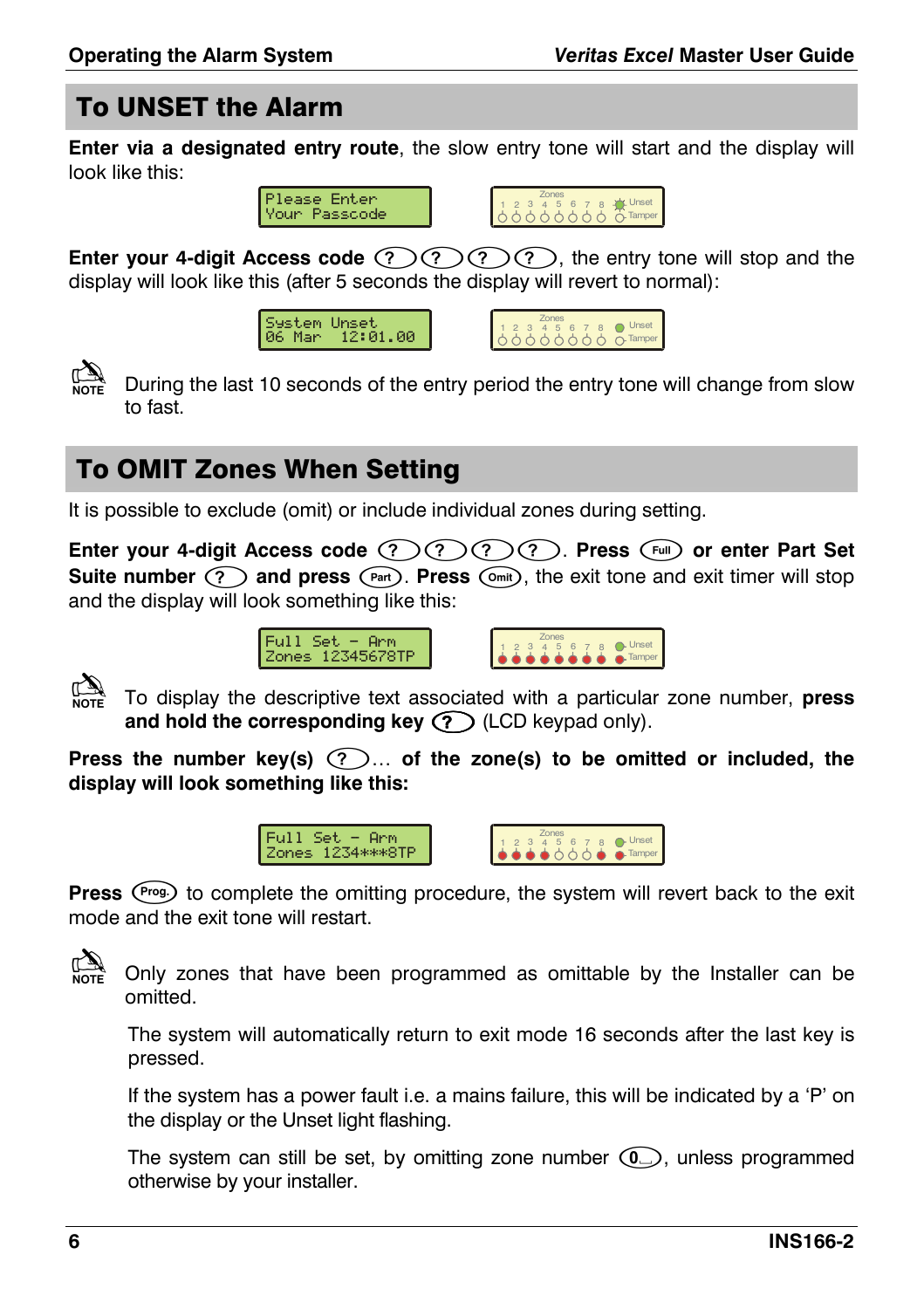## To UNSET the Alarm

**Enter via a designated entry route**, the slow entry tone will start and the display will look like this:

```
Please Enter
Your Passcode
```

**Enter your 4-digit Access code** (?)(?)(?)(?), the entry tone will stop and the display will look like this (after 5 seconds the display will revert to normal):

```
System Unset
06 Mar  12:01.00
```

NOTE During the last 10 seconds of the entry period the entry tone will change from slow to fast.

## To OMIT Zones When Setting

It is possible to exclude (omit) or include individual zones during setting.

**Enter your 4-digit Access code** (?)(?)(?)(?). **Press** (Full) **or enter Part Set Suite number** (?) **and press** (Part). **Press** (Omit), the exit tone and exit timer will stop and the display will look something like this:

```
Full Set - Arm
Zones 12345678TP
```

NOTE To display the descriptive text associated with a particular zone number, **press and hold the corresponding key** (?) (LCD keypad only).

**Press the number key(s)** (?)**… of the zone(s) to be omitted or included, the display will look something like this:**

```
Full Set - Arm
Zones 1234***8TP
```

**Press** (Prog.) to complete the omitting procedure, the system will revert back to the exit mode and the exit tone will restart.

NOTE Only zones that have been programmed as omittable by the Installer can be omitted.

The system will automatically return to exit mode 16 seconds after the last key is pressed.

If the system has a power fault i.e. a mains failure, this will be indicated by a 'P' on the display or the Unset light flashing.

The system can still be set, by omitting zone number (0), unless programmed otherwise by your installer.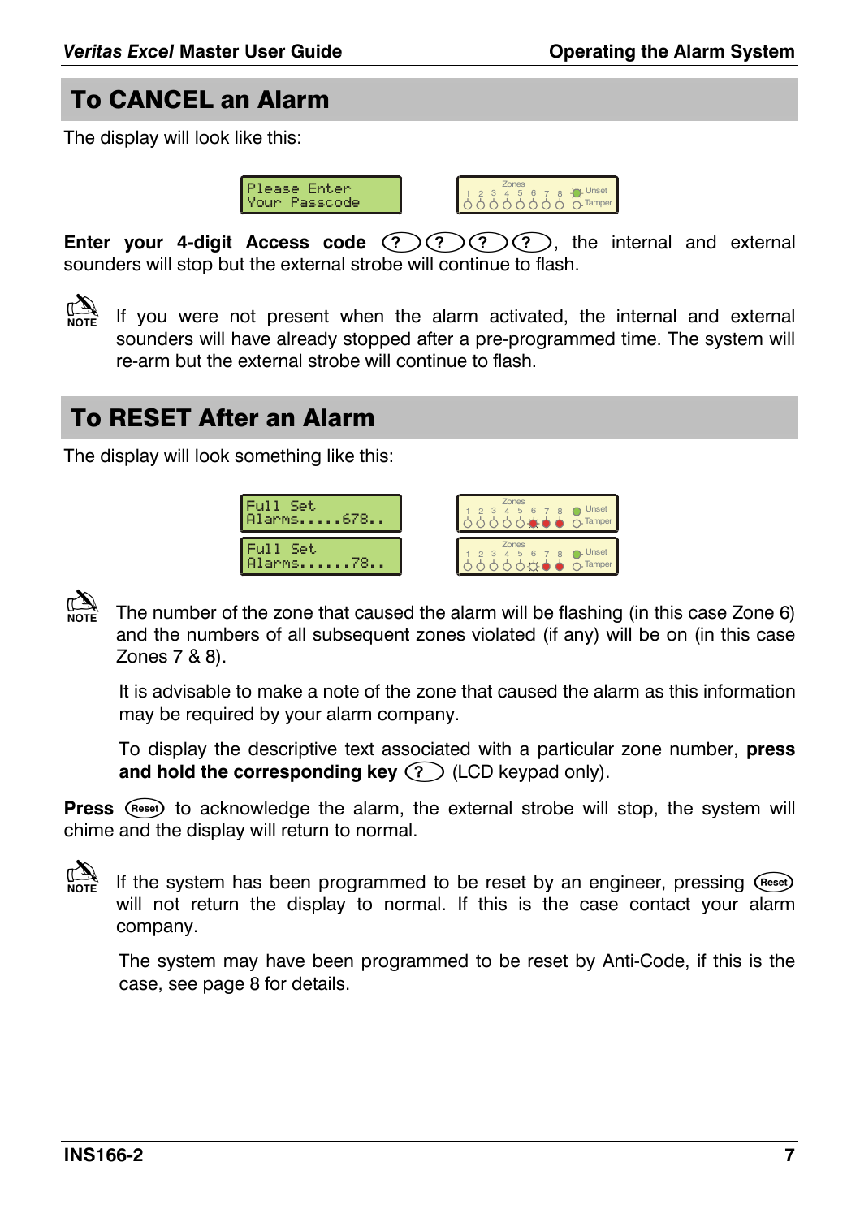## To CANCEL an Alarm

The display will look like this:

```
Please Enter
Your Passcode
```

**Enter your 4-digit Access code** ? ? ? ?, the internal and external sounders will stop but the external strobe will continue to flash.

NOTE If you were not present when the alarm activated, the internal and external sounders will have already stopped after a pre-programmed time. The system will re-arm but the external strobe will continue to flash.

## To RESET After an Alarm

The display will look something like this:

```
Full Set
Alarms.....678..
```

```
Full Set
Alarms......78..
```

NOTE The number of the zone that caused the alarm will be flashing (in this case Zone 6) and the numbers of all subsequent zones violated (if any) will be on (in this case Zones 7 & 8).

It is advisable to make a note of the zone that caused the alarm as this information may be required by your alarm company.

To display the descriptive text associated with a particular zone number, **press and hold the corresponding key** ? (LCD keypad only).

**Press** Reset to acknowledge the alarm, the external strobe will stop, the system will chime and the display will return to normal.

NOTE If the system has been programmed to be reset by an engineer, pressing Reset will not return the display to normal. If this is the case contact your alarm company.

The system may have been programmed to be reset by Anti-Code, if this is the case, see page 8 for details.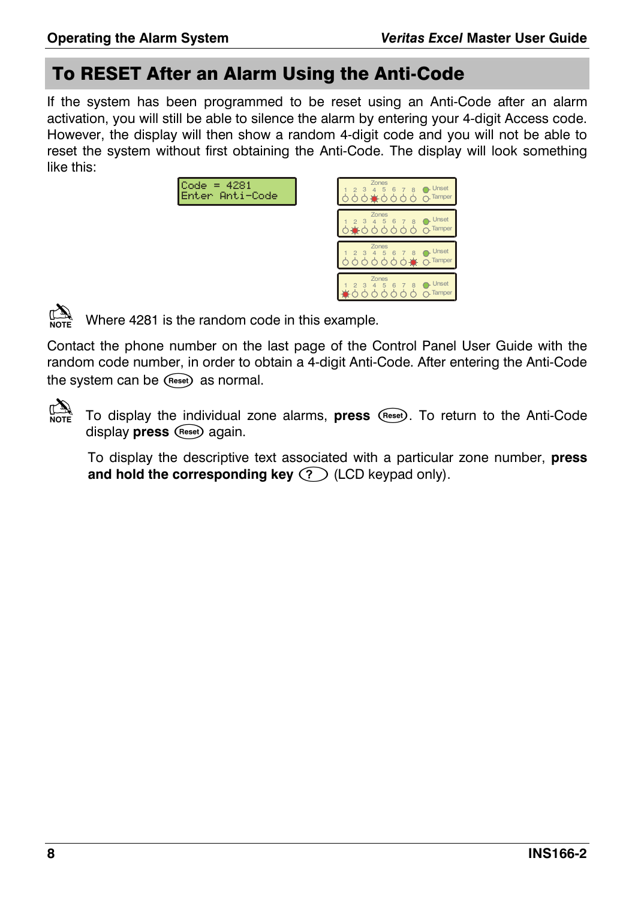## To RESET After an Alarm Using the Anti-Code

If the system has been programmed to be reset using an Anti-Code after an alarm activation, you will still be able to silence the alarm by entering your 4-digit Access code. However, the display will then show a random 4-digit code and you will not be able to reset the system without first obtaining the Anti-Code. The display will look something like this:

```
Code = 4281
Enter Anti-Code
```

NOTE: Where 4281 is the random code in this example.

Contact the phone number on the last page of the Control Panel User Guide with the random code number, in order to obtain a 4-digit Anti-Code. After entering the Anti-Code the system can be (Reset) as normal.

NOTE: To display the individual zone alarms, **press** (Reset). To return to the Anti-Code display **press** (Reset) again.

To display the descriptive text associated with a particular zone number, **press and hold the corresponding key** (?) (LCD keypad only).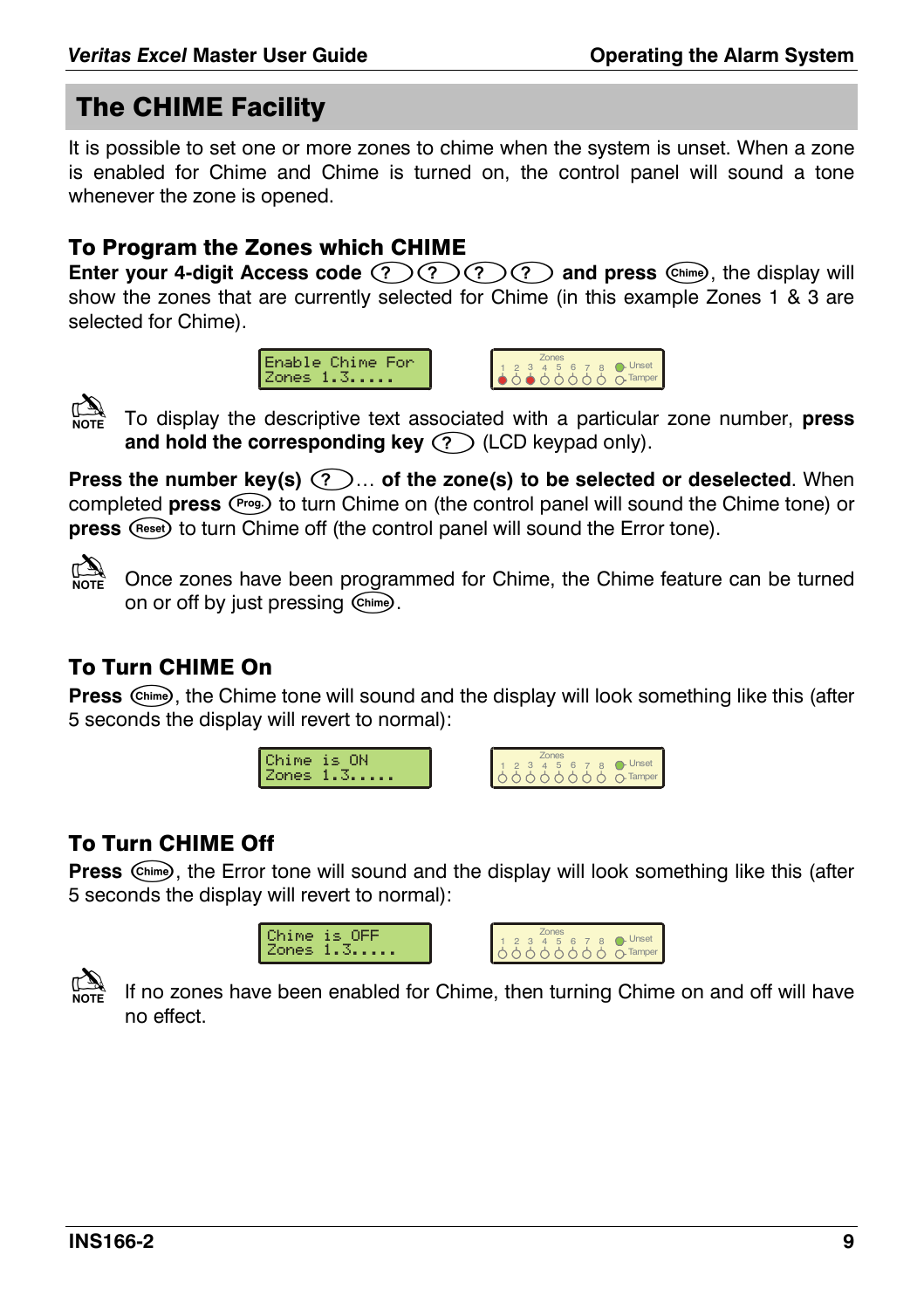## The CHIME Facility

It is possible to set one or more zones to chime when the system is unset. When a zone is enabled for Chime and Chime is turned on, the control panel will sound a tone whenever the zone is opened.

### To Program the Zones which CHIME

**Enter your 4-digit Access code** (?) (?) (?) (?) **and press** (Chime), the display will show the zones that are currently selected for Chime (in this example Zones 1 & 3 are selected for Chime).

```
Enable Chime For
Zones 1.3.....
```

NOTE: To display the descriptive text associated with a particular zone number, **press and hold the corresponding key** (?) (LCD keypad only).

**Press the number key(s)** (?)… **of the zone(s) to be selected or deselected**. When completed **press** (Prog.) to turn Chime on (the control panel will sound the Chime tone) or **press** (Reset) to turn Chime off (the control panel will sound the Error tone).

NOTE: Once zones have been programmed for Chime, the Chime feature can be turned on or off by just pressing (Chime).

### To Turn CHIME On

**Press** (Chime), the Chime tone will sound and the display will look something like this (after 5 seconds the display will revert to normal):

```
Chime is ON
Zones 1.3.....
```

### To Turn CHIME Off

**Press** (Chime), the Error tone will sound and the display will look something like this (after 5 seconds the display will revert to normal):

```
Chime is OFF
Zones 1.3.....
```

NOTE: If no zones have been enabled for Chime, then turning Chime on and off will have no effect.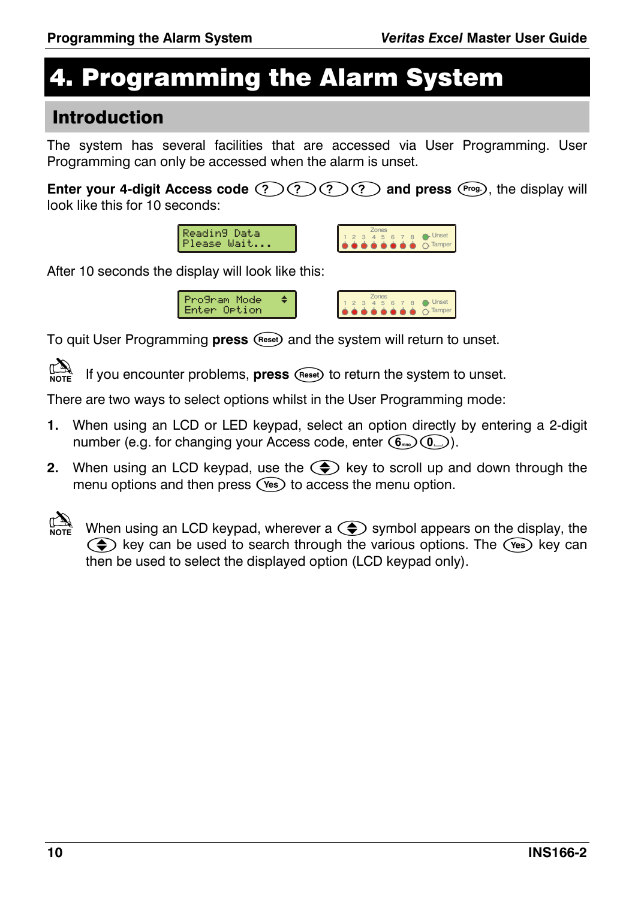# 4. Programming the Alarm System

## Introduction

The system has several facilities that are accessed via User Programming. User Programming can only be accessed when the alarm is unset.

**Enter your 4-digit Access code** ? ? ? ? **and press** Prog., the display will look like this for 10 seconds:

```
Reading Data
Please Wait...
```

After 10 seconds the display will look like this:

```
Program Mode     ⬍
Enter Option
```

To quit User Programming **press** Reset and the system will return to unset.

NOTE: If you encounter problems, **press** Reset to return the system to unset.

There are two ways to select options whilst in the User Programming mode:

1. When using an LCD or LED keypad, select an option directly by entering a 2-digit number (e.g. for changing your Access code, enter 6 0).
2. When using an LCD keypad, use the ⬍ key to scroll up and down through the menu options and then press Yes to access the menu option.

NOTE: When using an LCD keypad, wherever a ⬍ symbol appears on the display, the ⬍ key can be used to search through the various options. The Yes key can then be used to select the displayed option (LCD keypad only).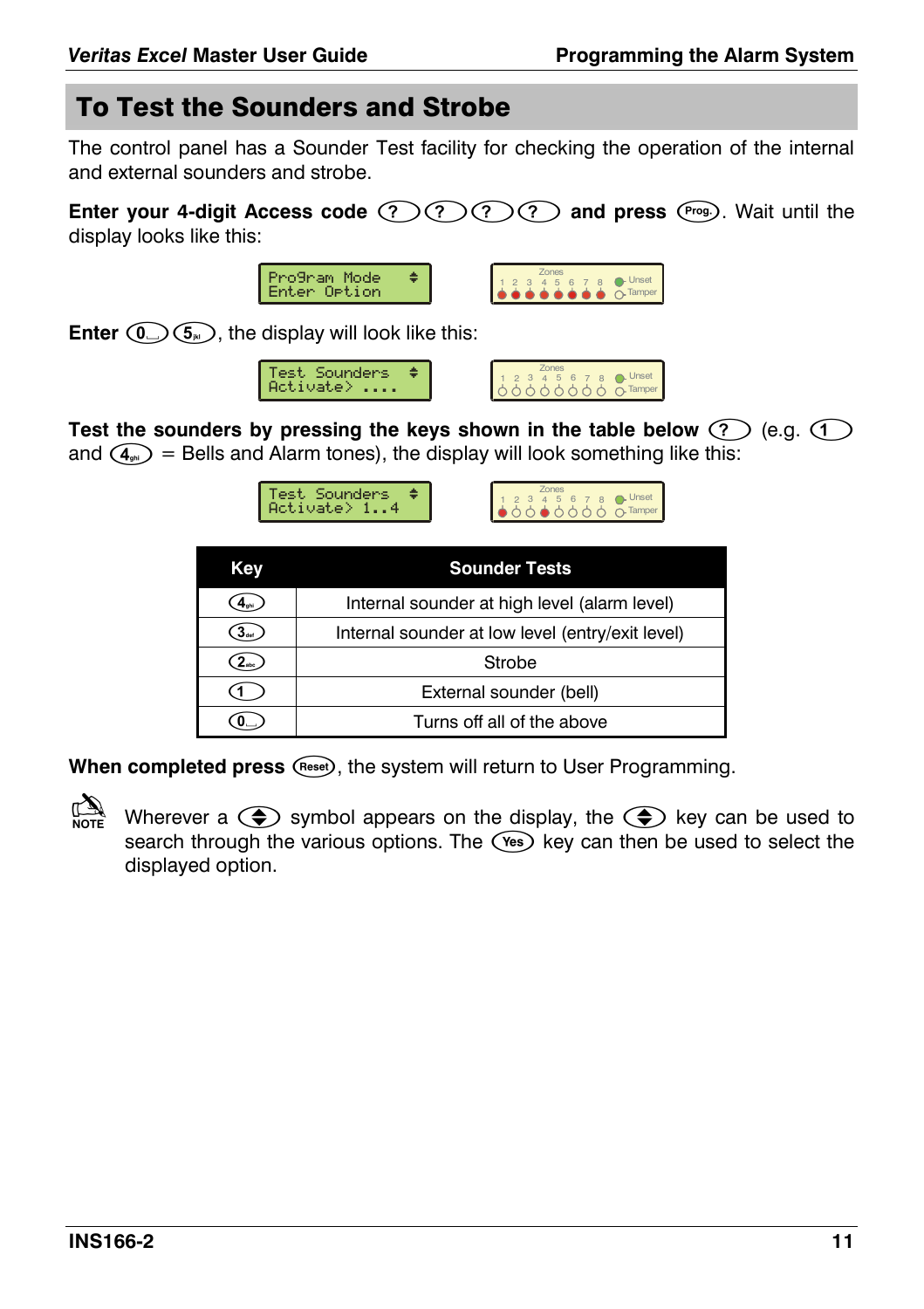# To Test the Sounders and Strobe

The control panel has a Sounder Test facility for checking the operation of the internal and external sounders and strobe.

**Enter your 4-digit Access code** ? ? ? ? **and press** Prog.. Wait until the display looks like this:

```
Program Mode
Enter Option
```

**Enter** 0 5, the display will look like this:

```
Test Sounders
Activate> ....
```

**Test the sounders by pressing the keys shown in the table below** ? (e.g. 1 and 4 = Bells and Alarm tones), the display will look something like this:

```
Test Sounders
Activate> 1..4
```

| Key | Sounder Tests |
|---|---|
| 4 | Internal sounder at high level (alarm level) |
| 3 | Internal sounder at low level (entry/exit level) |
| 2 | Strobe |
| 1 | External sounder (bell) |
| 0 | Turns off all of the above |

**When completed press** Reset, the system will return to User Programming.

NOTE: Wherever a ⬍ symbol appears on the display, the ⬍ key can be used to search through the various options. The Yes key can then be used to select the displayed option.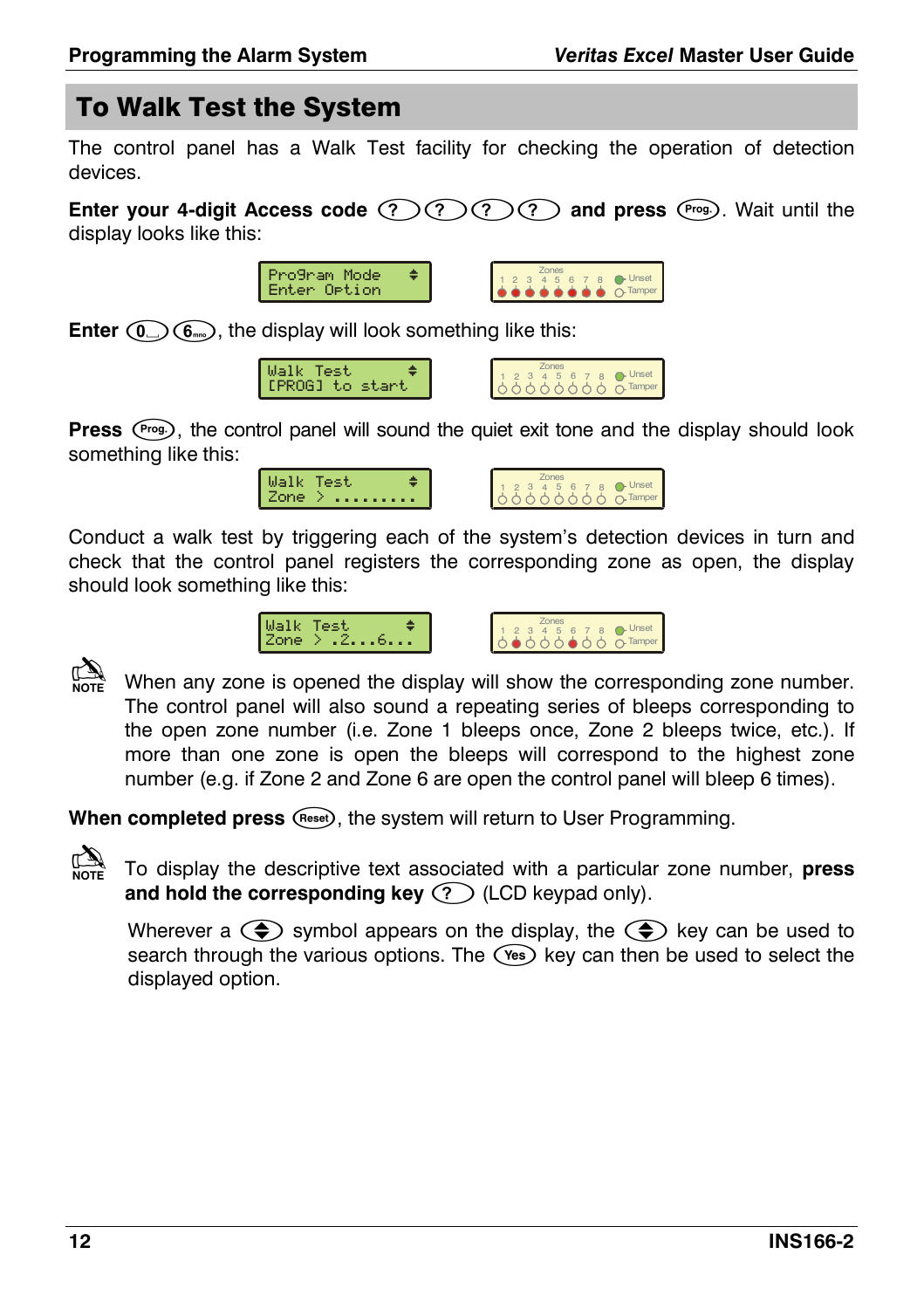# To Walk Test the System

The control panel has a Walk Test facility for checking the operation of detection devices.

**Enter your 4-digit Access code** (?) (?) (?) (?) **and press** (Prog.). Wait until the display looks like this:

```
Program Mode     ♦
Enter Option
```

**Enter** (0) (6), the display will look something like this:

```
Walk Test        ♦
[PROG] to start
```

**Press** (Prog.), the control panel will sound the quiet exit tone and the display should look something like this:

```
Walk Test        ♦
Zone > .........
```

Conduct a walk test by triggering each of the system's detection devices in turn and check that the control panel registers the corresponding zone as open, the display should look something like this:

```
Walk Test        ♦
Zone > .2...6...
```

NOTE: When any zone is opened the display will show the corresponding zone number. The control panel will also sound a repeating series of bleeps corresponding to the open zone number (i.e. Zone 1 bleeps once, Zone 2 bleeps twice, etc.). If more than one zone is open the bleeps will correspond to the highest zone number (e.g. if Zone 2 and Zone 6 are open the control panel will bleep 6 times).

**When completed press** (Reset), the system will return to User Programming.

NOTE: To display the descriptive text associated with a particular zone number, **press and hold the corresponding key** (?) (LCD keypad only).

Wherever a (♦) symbol appears on the display, the (♦) key can be used to search through the various options. The (Yes) key can then be used to select the displayed option.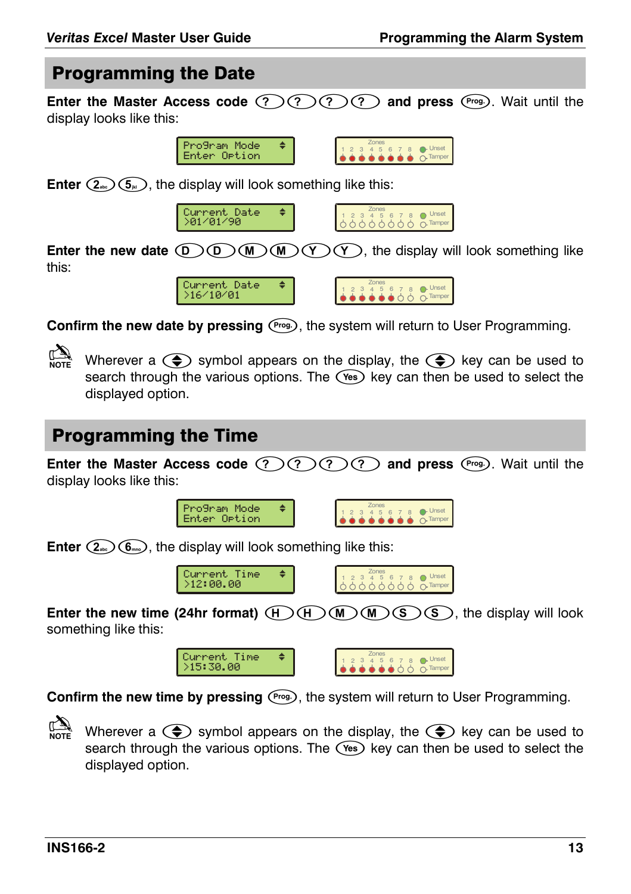## Programming the Date

**Enter the Master Access code** ? ? ? ? **and press** Prog.. Wait until the display looks like this:

```
Program Mode
Enter Option
```

**Enter** 2abc 5jkl, the display will look something like this:

```
Current Date
>01/01/90
```

**Enter the new date** D D M M Y Y, the display will look something like this:

```
Current Date
>16/10/01
```

**Confirm the new date by pressing** Prog., the system will return to User Programming.

NOTE: Wherever a ⬍ symbol appears on the display, the ⬍ key can be used to search through the various options. The Yes key can then be used to select the displayed option.

## Programming the Time

**Enter the Master Access code** ? ? ? ? **and press** Prog.. Wait until the display looks like this:

```
Program Mode
Enter Option
```

**Enter** 2abc 6mno, the display will look something like this:

```
Current Time
>12:00.00
```

**Enter the new time (24hr format)** H H M M S S, the display will look something like this:

```
Current Time
>15:30.00
```

**Confirm the new time by pressing** Prog., the system will return to User Programming.

NOTE: Wherever a ⬍ symbol appears on the display, the ⬍ key can be used to search through the various options. The Yes key can then be used to select the displayed option.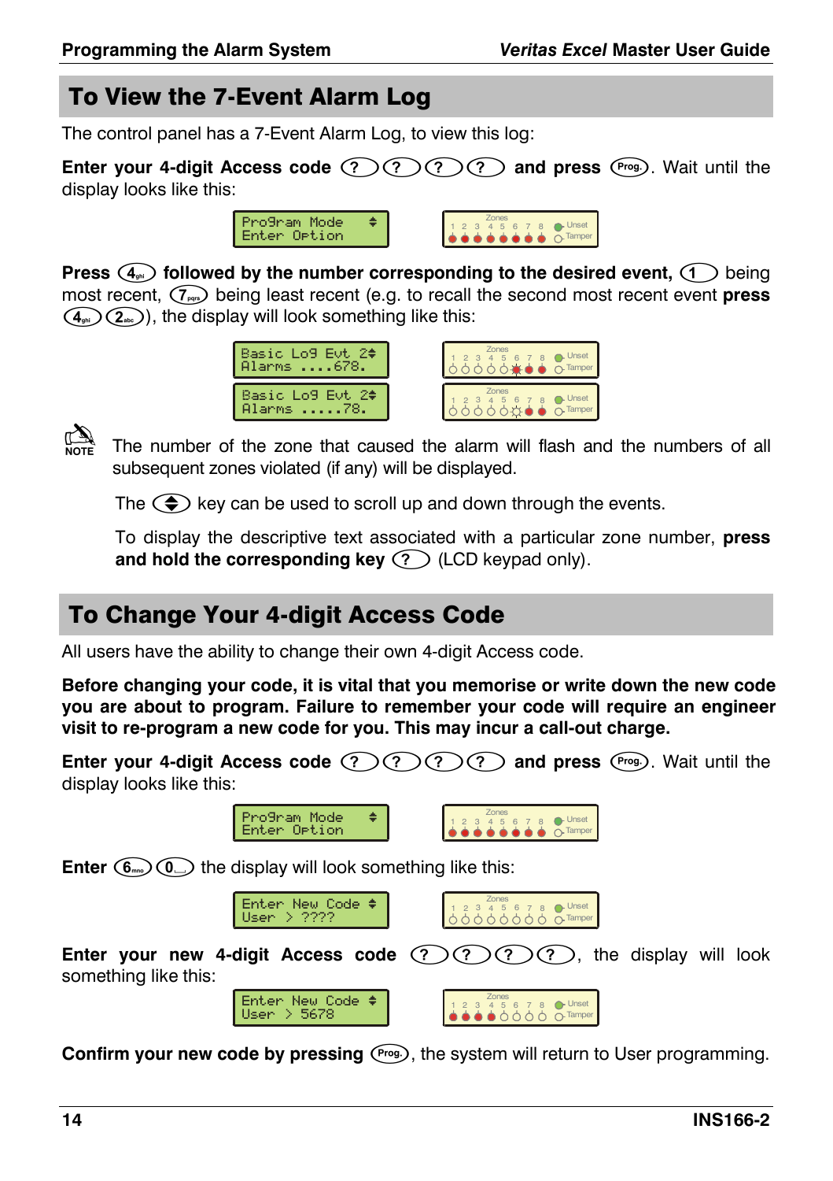## To View the 7-Event Alarm Log

The control panel has a 7-Event Alarm Log, to view this log:

**Enter your 4-digit Access code** (?) (?) (?) (?) **and press** (Prog.). Wait until the display looks like this:

```
Program Mode   ♦
Enter Option
```

**Press** (4) **followed by the number corresponding to the desired event,** (1) being most recent, (7) being least recent (e.g. to recall the second most recent event **press** (4) (2)), the display will look something like this:

```
Basic Log Evt 2♦
Alarms ....678.
```

```
Basic Log Evt 2♦
Alarms .....78.
```

NOTE: The number of the zone that caused the alarm will flash and the numbers of all subsequent zones violated (if any) will be displayed.

The (♦) key can be used to scroll up and down through the events.

To display the descriptive text associated with a particular zone number, **press and hold the corresponding key** (?) (LCD keypad only).

## To Change Your 4-digit Access Code

All users have the ability to change their own 4-digit Access code.

**Before changing your code, it is vital that you memorise or write down the new code you are about to program. Failure to remember your code will require an engineer visit to re-program a new code for you. This may incur a call-out charge.**

**Enter your 4-digit Access code** (?) (?) (?) (?) **and press** (Prog.). Wait until the display looks like this:

```
Program Mode   ♦
Enter Option
```

**Enter** (6) (0) the display will look something like this:

```
Enter New Code ♦
User > ????
```

**Enter your new 4-digit Access code** (?) (?) (?) (?), the display will look something like this:

```
Enter New Code ♦
User > 5678
```

**Confirm your new code by pressing** (Prog.), the system will return to User programming.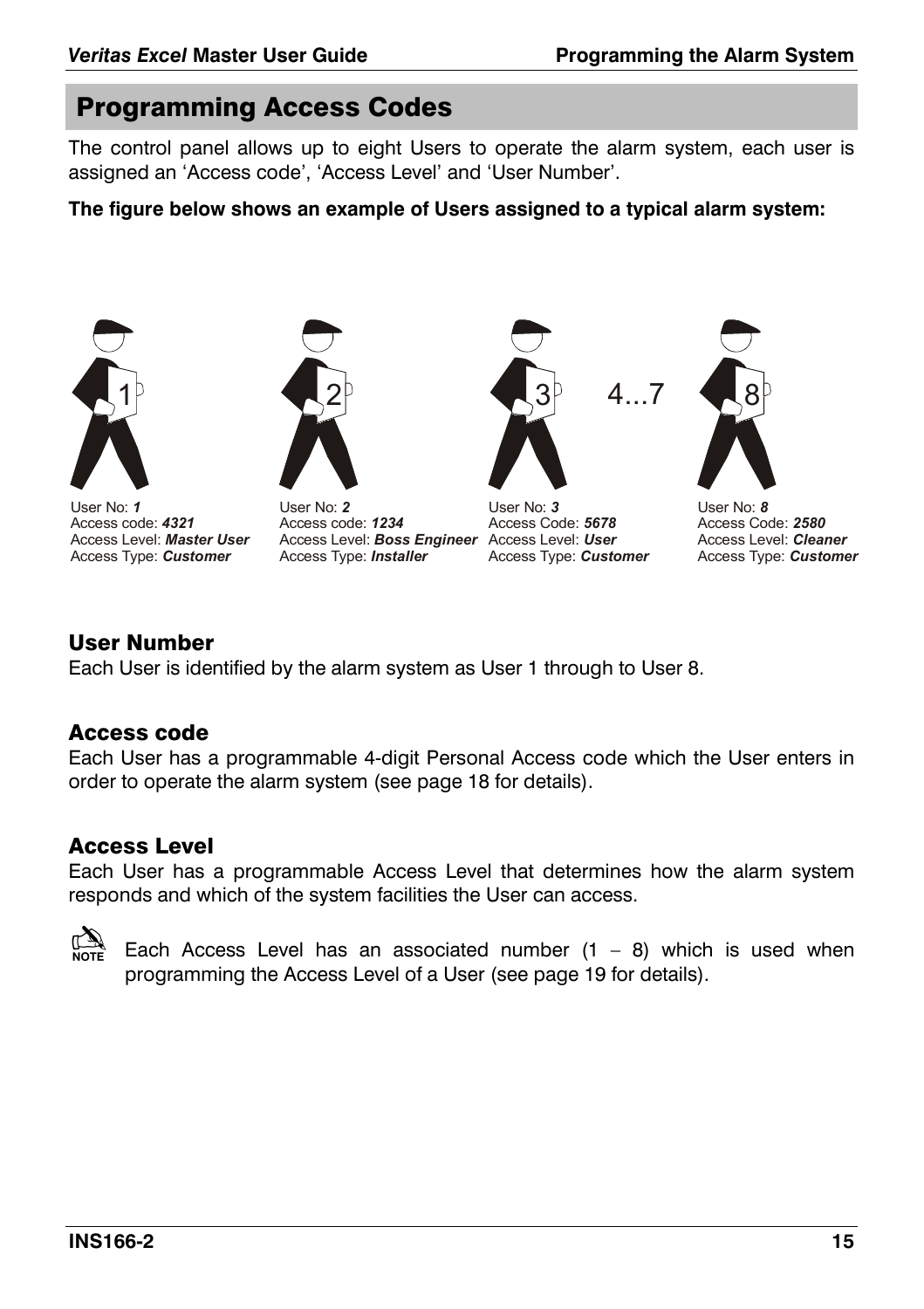## Programming Access Codes

The control panel allows up to eight Users to operate the alarm system, each user is assigned an ‘Access code’, ‘Access Level’ and ‘User Number’.

**The figure below shows an example of Users assigned to a typical alarm system:**

1 | 2 | 3 | 4...7 | 8

User No: ***1***
Access code: ***4321***
Access Level: ***Master User***
Access Type: ***Customer***

User No: ***2***
Access code: ***1234***
Access Level: ***Boss Engineer***
Access Type: ***Installer***

User No: ***3***
Access Code: ***5678***
Access Level: ***User***
Access Type: ***Customer***

User No: ***8***
Access Code: ***2580***
Access Level: ***Cleaner***
Access Type: ***Customer***

### User Number

Each User is identified by the alarm system as User 1 through to User 8.

### Access code

Each User has a programmable 4-digit Personal Access code which the User enters in order to operate the alarm system (see page 18 for details).

### Access Level

Each User has a programmable Access Level that determines how the alarm system responds and which of the system facilities the User can access.

NOTE: Each Access Level has an associated number (1 – 8) which is used when programming the Access Level of a User (see page 19 for details).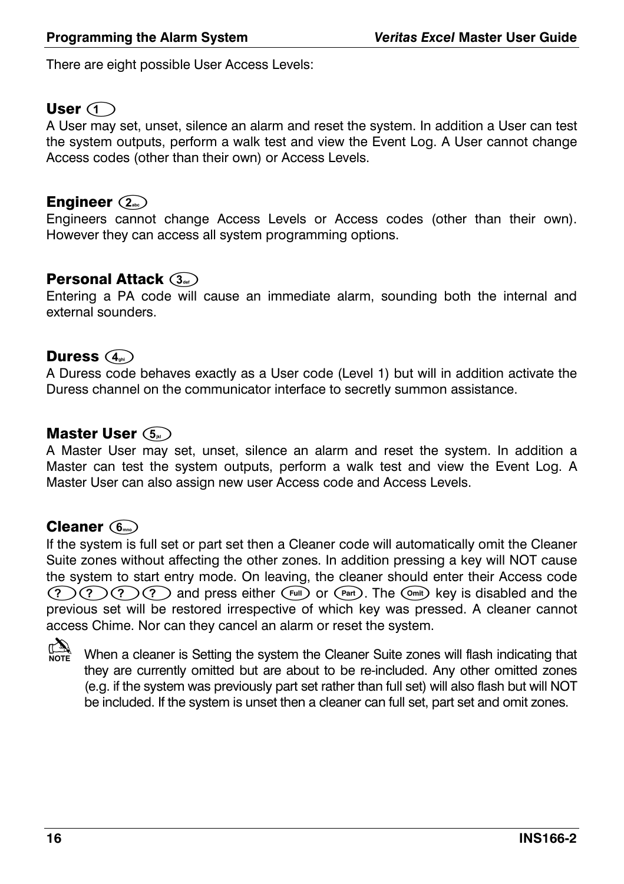There are eight possible User Access Levels:

## User 1

A User may set, unset, silence an alarm and reset the system. In addition a User can test the system outputs, perform a walk test and view the Event Log. A User cannot change Access codes (other than their own) or Access Levels.

## Engineer 2

Engineers cannot change Access Levels or Access codes (other than their own). However they can access all system programming options.

## Personal Attack 3

Entering a PA code will cause an immediate alarm, sounding both the internal and external sounders.

## Duress 4

A Duress code behaves exactly as a User code (Level 1) but will in addition activate the Duress channel on the communicator interface to secretly summon assistance.

## Master User 5

A Master User may set, unset, silence an alarm and reset the system. In addition a Master can test the system outputs, perform a walk test and view the Event Log. A Master User can also assign new user Access code and Access Levels.

## Cleaner 6

If the system is full set or part set then a Cleaner code will automatically omit the Cleaner Suite zones without affecting the other zones. In addition pressing a key will NOT cause the system to start entry mode. On leaving, the cleaner should enter their Access code ? ? ? ? and press either Full or Part. The Omit key is disabled and the previous set will be restored irrespective of which key was pressed. A cleaner cannot access Chime. Nor can they cancel an alarm or reset the system.

**NOTE** When a cleaner is Setting the system the Cleaner Suite zones will flash indicating that they are currently omitted but are about to be re-included. Any other omitted zones (e.g. if the system was previously part set rather than full set) will also flash but will NOT be included. If the system is unset then a cleaner can full set, part set and omit zones.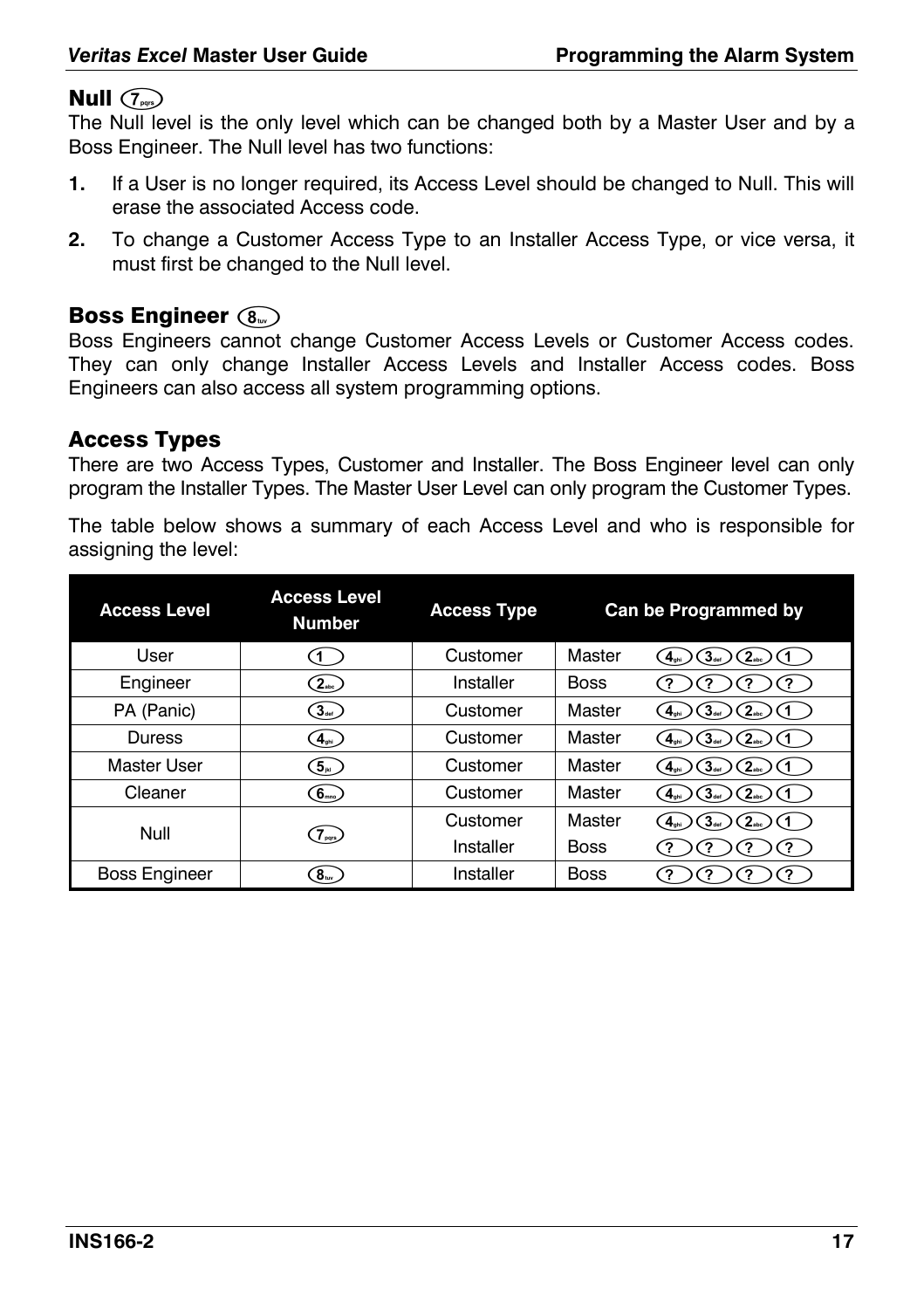## Null 7

The Null level is the only level which can be changed both by a Master User and by a Boss Engineer. The Null level has two functions:

1. If a User is no longer required, its Access Level should be changed to Null. This will erase the associated Access code.
2. To change a Customer Access Type to an Installer Access Type, or vice versa, it must first be changed to the Null level.

## Boss Engineer 8

Boss Engineers cannot change Customer Access Levels or Customer Access codes. They can only change Installer Access Levels and Installer Access codes. Boss Engineers can also access all system programming options.

## Access Types

There are two Access Types, Customer and Installer. The Boss Engineer level can only program the Installer Types. The Master User Level can only program the Customer Types.

The table below shows a summary of each Access Level and who is responsible for assigning the level:

| Access Level | Access Level Number | Access Type | Can be Programmed by | |
|---|---|---|---|---|
| User | 1 | Customer | Master | 4 3 2 1 |
| Engineer | 2 | Installer | Boss | ? ? ? ? |
| PA (Panic) | 3 | Customer | Master | 4 3 2 1 |
| Duress | 4 | Customer | Master | 4 3 2 1 |
| Master User | 5 | Customer | Master | 4 3 2 1 |
| Cleaner | 6 | Customer | Master | 4 3 2 1 |
| Null | 7 | Customer | Master | 4 3 2 1 |
| | | Installer | Boss | ? ? ? ? |
| Boss Engineer | 8 | Installer | Boss | ? ? ? ? |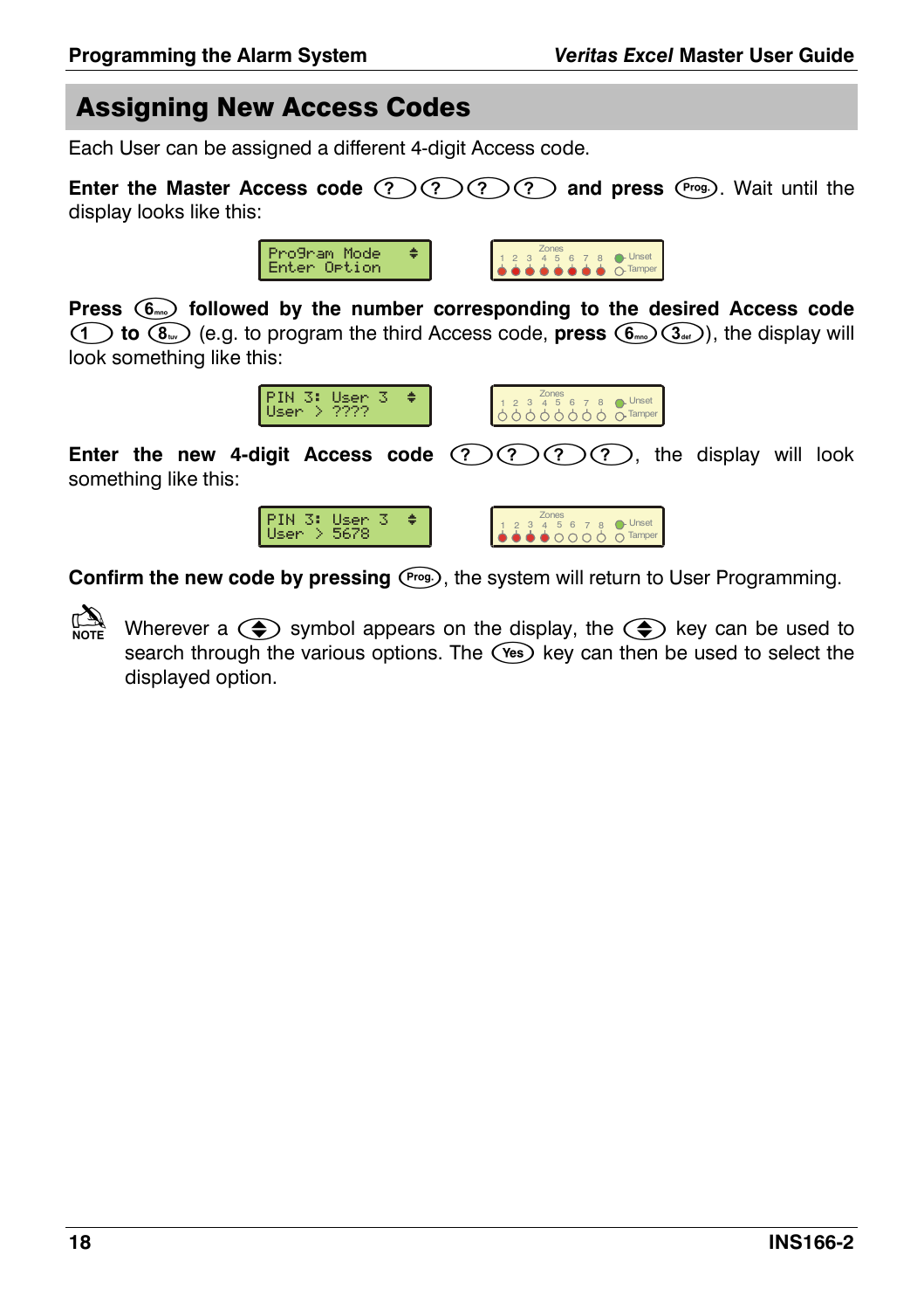## Assigning New Access Codes

Each User can be assigned a different 4-digit Access code.

**Enter the Master Access code** ? ? ? ? **and press** Prog.. Wait until the display looks like this:

```
Program Mode
Enter Option
```

**Press** 6 **followed by the number corresponding to the desired Access code** 1 **to** 8 (e.g. to program the third Access code, **press** 6 3), the display will look something like this:

```
PIN 3: User 3
User > ????
```

**Enter the new 4-digit Access code** ? ? ? ?, the display will look something like this:

```
PIN 3: User 3
User > 5678
```

**Confirm the new code by pressing** Prog., the system will return to User Programming.

NOTE: Wherever a ⬍ symbol appears on the display, the ⬍ key can be used to search through the various options. The Yes key can then be used to select the displayed option.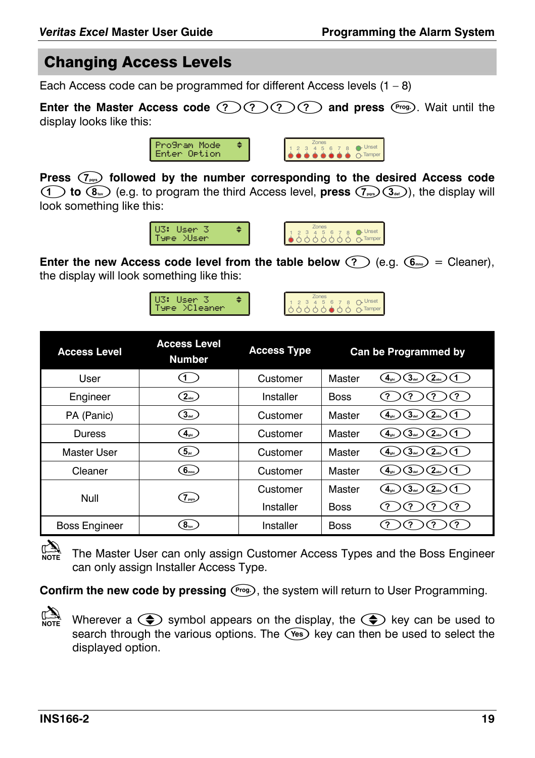## Changing Access Levels

Each Access code can be programmed for different Access levels (1 – 8)

**Enter the Master Access code** ? ? ? ? **and press** Prog. Wait until the display looks like this:

```
Program Mode
Enter Option
```

**Press** 7 **followed by the number corresponding to the desired Access code** 1 **to** 8 (e.g. to program the third Access level, **press** 7 3), the display will look something like this:

```
U3: User 3
Type >User
```

**Enter the new Access code level from the table below** ? (e.g. 6 = Cleaner), the display will look something like this:

```
U3: User 3
Type >Cleaner
```

| Access Level | Access Level Number | Access Type | Can be Programmed by | |
|---|---|---|---|---|
| User | 1 | Customer | Master | 4 3 2 1 |
| Engineer | 2 | Installer | Boss | ? ? ? ? |
| PA (Panic) | 3 | Customer | Master | 4 3 2 1 |
| Duress | 4 | Customer | Master | 4 3 2 1 |
| Master User | 5 | Customer | Master | 4 3 2 1 |
| Cleaner | 6 | Customer | Master | 4 3 2 1 |
| Null | 7 | Customer | Master | 4 3 2 1 |
| | | Installer | Boss | ? ? ? ? |
| Boss Engineer | 8 | Installer | Boss | ? ? ? ? |

NOTE: The Master User can only assign Customer Access Types and the Boss Engineer can only assign Installer Access Type.

**Confirm the new code by pressing** Prog., the system will return to User Programming.

NOTE: Wherever a ⇕ symbol appears on the display, the ⇕ key can be used to search through the various options. The Yes key can then be used to select the displayed option.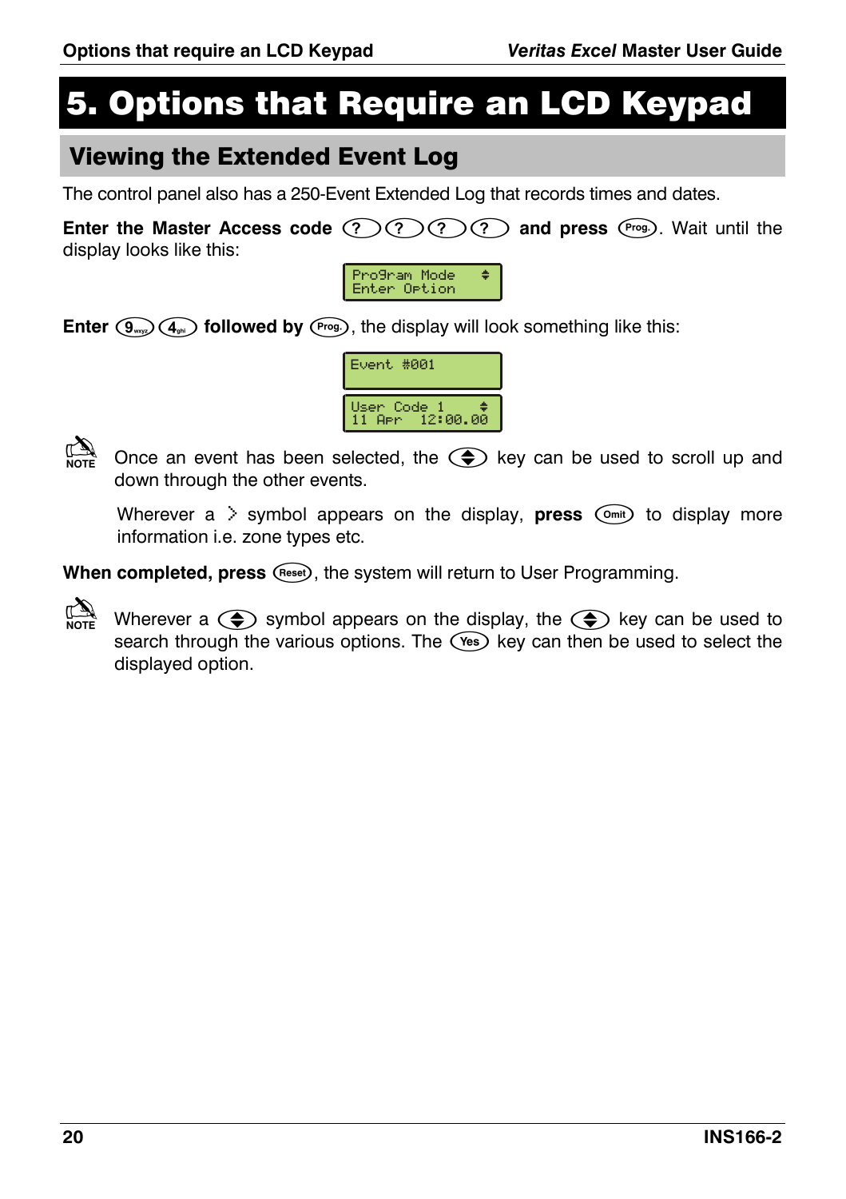# 5. Options that Require an LCD Keypad

## Viewing the Extended Event Log

The control panel also has a 250-Event Extended Log that records times and dates.

**Enter the Master Access code** ? ? ? ? **and press** Prog.. Wait until the display looks like this:

```
Program Mode    ⬍
Enter Option
```

**Enter** 9 4 **followed by** Prog., the display will look something like this:

```
Event #001
```

```
User Code 1     ⬍
11 Apr   12:00.00
```

NOTE: Once an event has been selected, the ⬍ key can be used to scroll up and down through the other events.

Wherever a > symbol appears on the display, **press** Omit to display more information i.e. zone types etc.

**When completed, press** Reset, the system will return to User Programming.

NOTE: Wherever a ⬍ symbol appears on the display, the ⬍ key can be used to search through the various options. The Yes key can then be used to select the displayed option.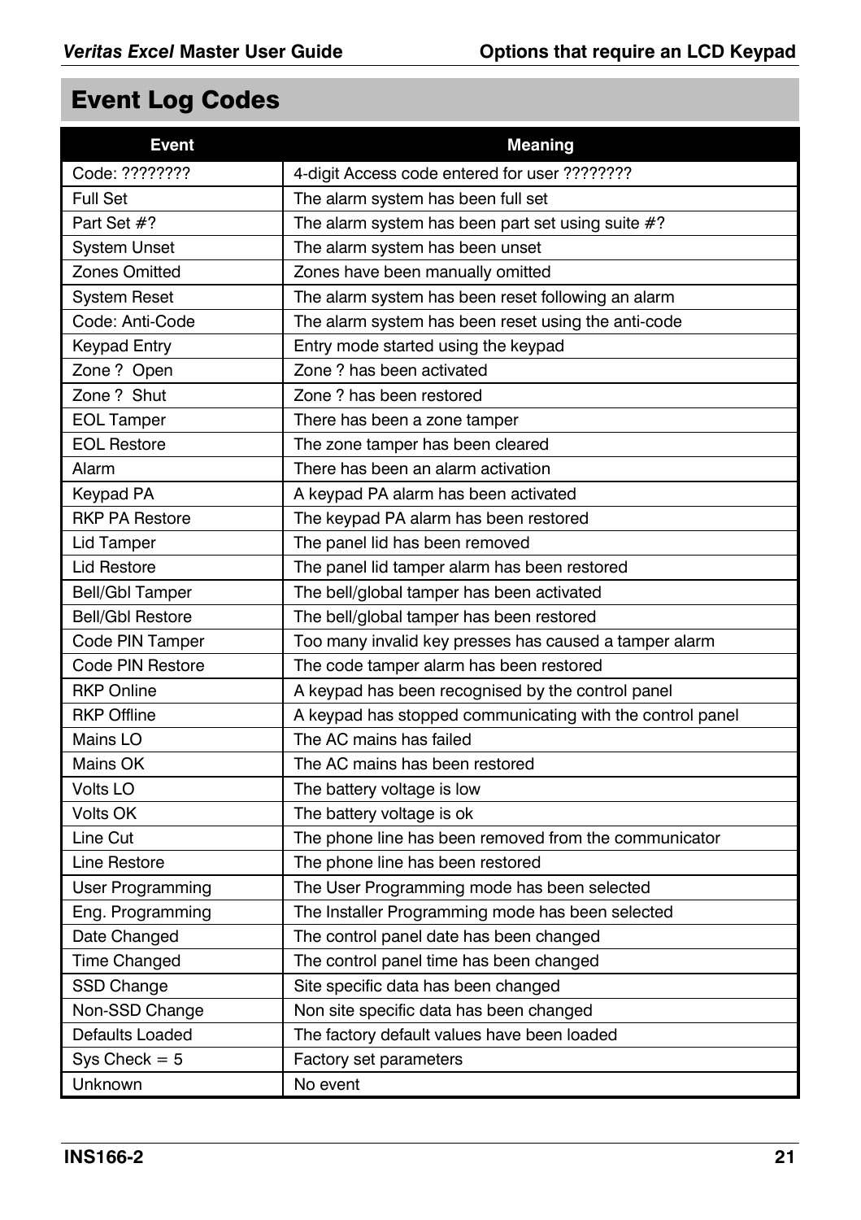# Event Log Codes

| Event | Meaning |
| --- | --- |
| Code: ???????? | 4-digit Access code entered for user ???????? |
| Full Set | The alarm system has been full set |
| Part Set #? | The alarm system has been part set using suite #? |
| System Unset | The alarm system has been unset |
| Zones Omitted | Zones have been manually omitted |
| System Reset | The alarm system has been reset following an alarm |
| Code: Anti-Code | The alarm system has been reset using the anti-code |
| Keypad Entry | Entry mode started using the keypad |
| Zone ?  Open | Zone ? has been activated |
| Zone ?  Shut | Zone ? has been restored |
| EOL Tamper | There has been a zone tamper |
| EOL Restore | The zone tamper has been cleared |
| Alarm | There has been an alarm activation |
| Keypad PA | A keypad PA alarm has been activated |
| RKP PA Restore | The keypad PA alarm has been restored |
| Lid Tamper | The panel lid has been removed |
| Lid Restore | The panel lid tamper alarm has been restored |
| Bell/Gbl Tamper | The bell/global tamper has been activated |
| Bell/Gbl Restore | The bell/global tamper has been restored |
| Code PIN Tamper | Too many invalid key presses has caused a tamper alarm |
| Code PIN Restore | The code tamper alarm has been restored |
| RKP Online | A keypad has been recognised by the control panel |
| RKP Offline | A keypad has stopped communicating with the control panel |
| Mains LO | The AC mains has failed |
| Mains OK | The AC mains has been restored |
| Volts LO | The battery voltage is low |
| Volts OK | The battery voltage is ok |
| Line Cut | The phone line has been removed from the communicator |
| Line Restore | The phone line has been restored |
| User Programming | The User Programming mode has been selected |
| Eng. Programming | The Installer Programming mode has been selected |
| Date Changed | The control panel date has been changed |
| Time Changed | The control panel time has been changed |
| SSD Change | Site specific data has been changed |
| Non-SSD Change | Non site specific data has been changed |
| Defaults Loaded | The factory default values have been loaded |
| Sys Check = 5 | Factory set parameters |
| Unknown | No event |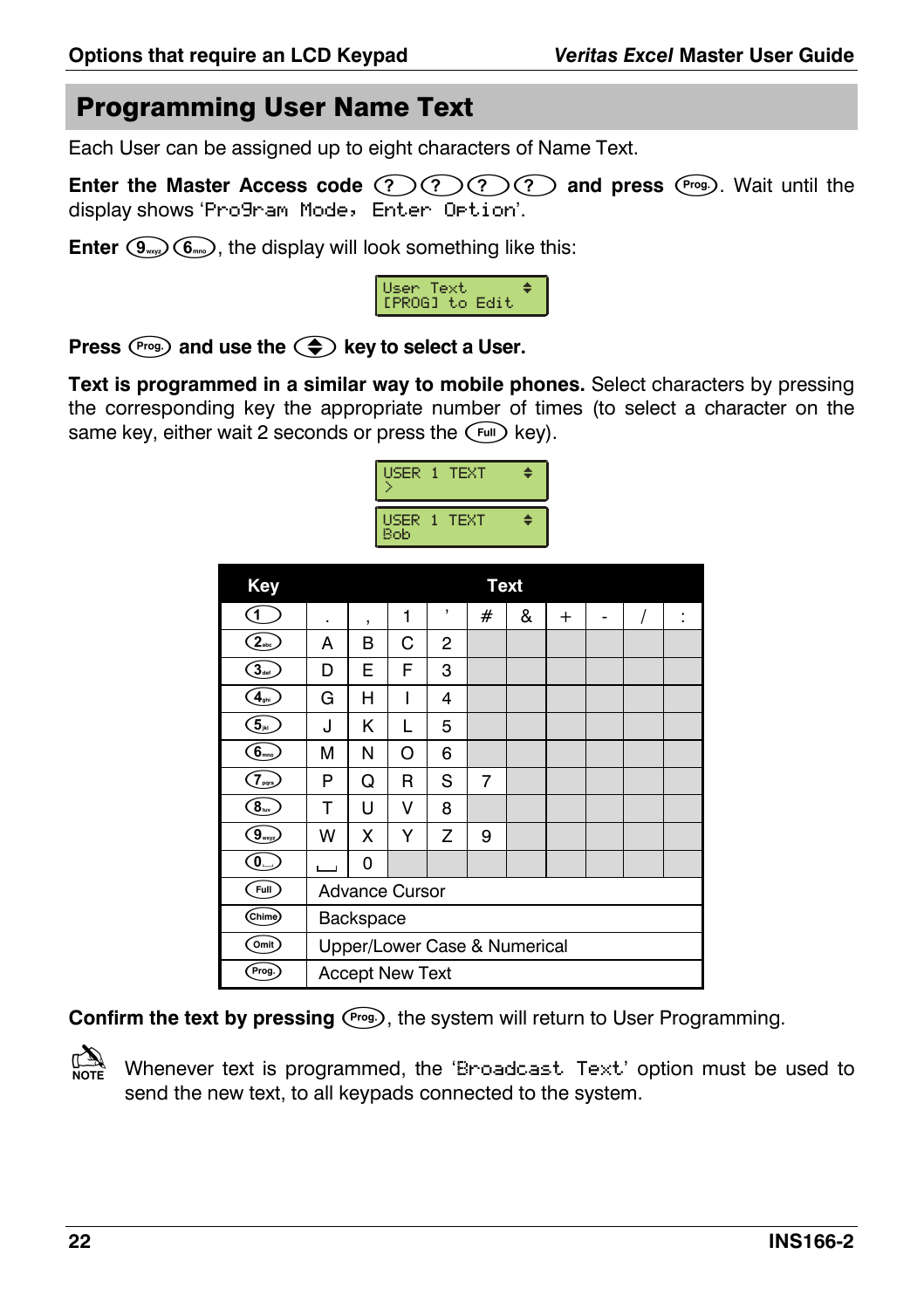## Programming User Name Text

Each User can be assigned up to eight characters of Name Text.

**Enter the Master Access code** (?)(?)(?)(?) **and press** (Prog.). Wait until the display shows 'Program Mode, Enter Option'.

**Enter** (9)(6), the display will look something like this:

```
User Text           ⬍
[PROG] to Edit
```

**Press** (Prog.) **and use the** ⬍ **key to select a User.**

**Text is programmed in a similar way to mobile phones.** Select characters by pressing the corresponding key the appropriate number of times (to select a character on the same key, either wait 2 seconds or press the (Full) key).

```
USER 1 TEXT         ⬍
>
```

```
USER 1 TEXT         ⬍
Bob
```

| Key | Text | | | | | | | | | |
|---|---|---|---|---|---|---|---|---|---|---|
| 1 | . | , | 1 | ' | # | & | + | - | / | : |
| 2 | A | B | C | 2 | | | | | | |
| 3 | D | E | F | 3 | | | | | | |
| 4 | G | H | I | 4 | | | | | | |
| 5 | J | K | L | 5 | | | | | | |
| 6 | M | N | O | 6 | | | | | | |
| 7 | P | Q | R | S | 7 | | | | | |
| 8 | T | U | V | 8 | | | | | | |
| 9 | W | X | Y | Z | 9 | | | | | |
| 0 | ␣ | 0 | | | | | | | | |
| Full | Advance Cursor | | | | | | | | | |
| Chime | Backspace | | | | | | | | | |
| Omit | Upper/Lower Case & Numerical | | | | | | | | | |
| Prog. | Accept New Text | | | | | | | | | |

**Confirm the text by pressing** (Prog.), the system will return to User Programming.

NOTE: Whenever text is programmed, the 'Broadcast Text' option must be used to send the new text, to all keypads connected to the system.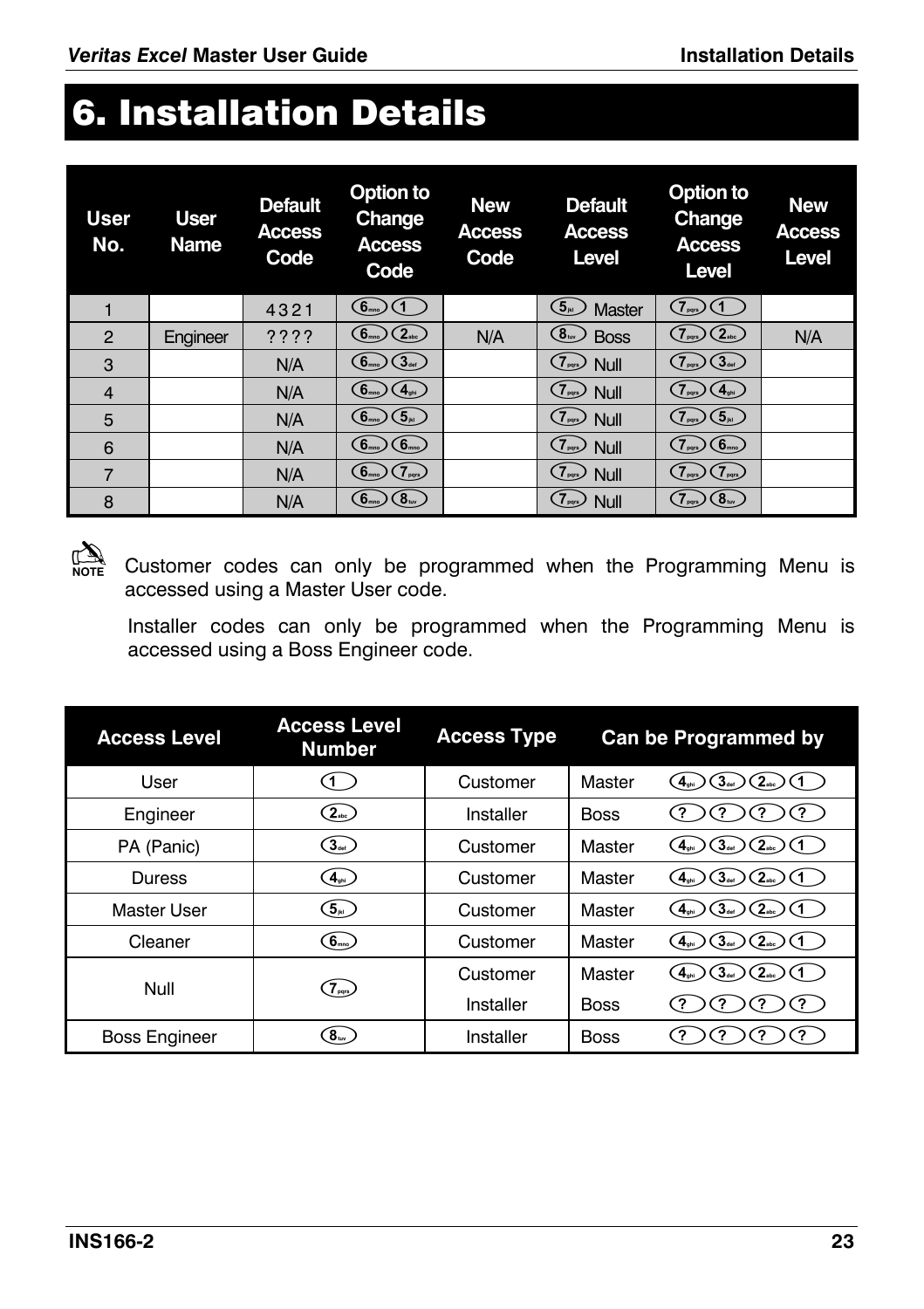# 6. Installation Details

| User No. | User Name | Default Access Code | Option to Change Access Code | New Access Code | Default Access Level | Option to Change Access Level | New Access Level |
|---|---|---|---|---|---|---|---|
| 1 | | 4 3 2 1 | 6 1 | | 5 Master | 7 1 | |
| 2 | Engineer | ? ? ? ? | 6 2 | N/A | 8 Boss | 7 2 | N/A |
| 3 | | N/A | 6 3 | | 7 Null | 7 3 | |
| 4 | | N/A | 6 4 | | 7 Null | 7 4 | |
| 5 | | N/A | 6 5 | | 7 Null | 7 5 | |
| 6 | | N/A | 6 6 | | 7 Null | 7 6 | |
| 7 | | N/A | 6 7 | | 7 Null | 7 7 | |
| 8 | | N/A | 6 8 | | 7 Null | 7 8 | |

**NOTE:** Customer codes can only be programmed when the Programming Menu is accessed using a Master User code.

Installer codes can only be programmed when the Programming Menu is accessed using a Boss Engineer code.

| Access Level | Access Level Number | Access Type | Can be Programmed by | |
|---|---|---|---|---|
| User | 1 | Customer | Master | 4 3 2 1 |
| Engineer | 2 | Installer | Boss | ? ? ? ? |
| PA (Panic) | 3 | Customer | Master | 4 3 2 1 |
| Duress | 4 | Customer | Master | 4 3 2 1 |
| Master User | 5 | Customer | Master | 4 3 2 1 |
| Cleaner | 6 | Customer | Master | 4 3 2 1 |
| Null | 7 | Customer | Master | 4 3 2 1 |
| | | Installer | Boss | ? ? ? ? |
| Boss Engineer | 8 | Installer | Boss | ? ? ? ? |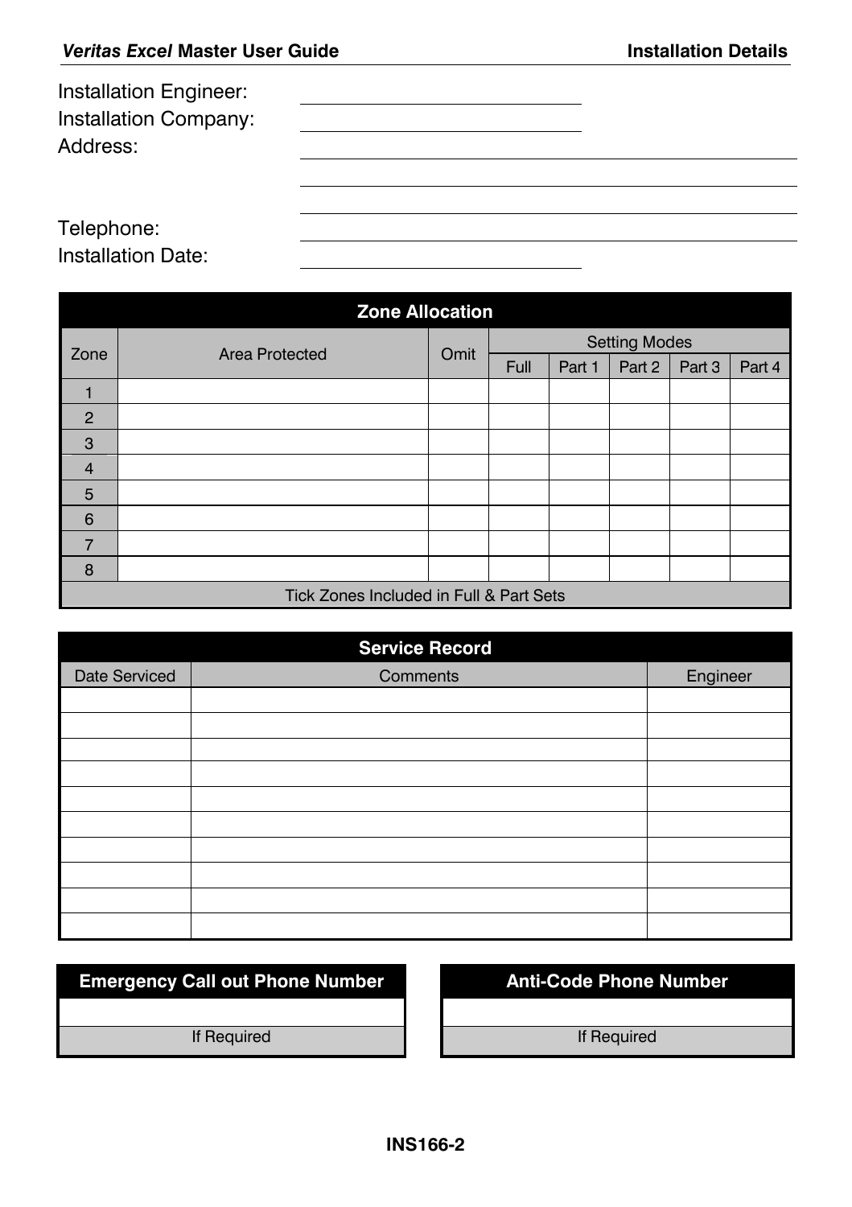Installation Engineer: \_\_\_\_\_\_\_\_\_\_\_\_\_\_\_\_

Installation Company: \_\_\_\_\_\_\_\_\_\_\_\_\_\_\_\_

Address: \_\_\_\_\_\_\_\_\_\_\_\_\_\_\_\_

Telephone: \_\_\_\_\_\_\_\_\_\_\_\_\_\_\_\_

Installation Date: \_\_\_\_\_\_\_\_\_\_\_\_\_\_\_\_

## Zone Allocation

| Zone | Area Protected | Omit | Setting Modes | | | | |
|---|---|---|---|---|---|---|---|
| | | | Full | Part 1 | Part 2 | Part 3 | Part 4 |
| 1 | | | | | | | |
| 2 | | | | | | | |
| 3 | | | | | | | |
| 4 | | | | | | | |
| 5 | | | | | | | |
| 6 | | | | | | | |
| 7 | | | | | | | |
| 8 | | | | | | | |

Tick Zones Included in Full & Part Sets

## Service Record

| Date Serviced | Comments | Engineer |
|---|---|---|
| | | |
| | | |
| | | |
| | | |
| | | |
| | | |
| | | |
| | | |
| | | |
| | | |

## Emergency Call out Phone Number

If Required

## Anti-Code Phone Number

If Required

INS166-2